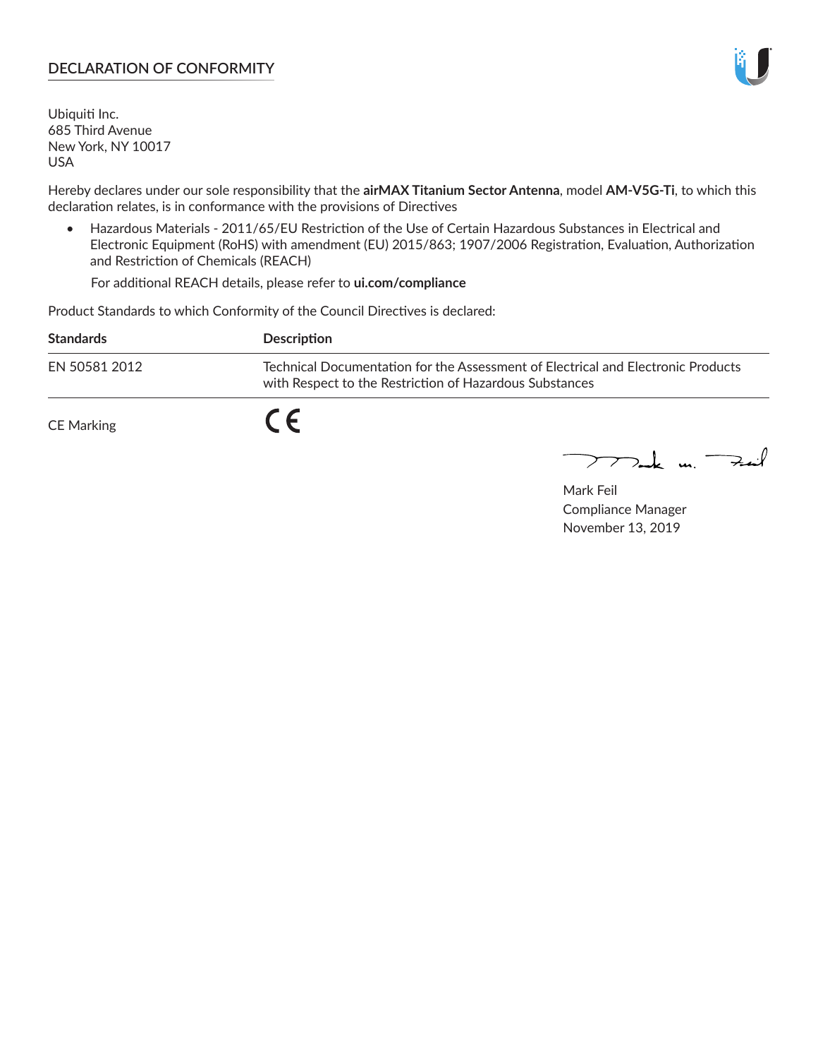## DECLARATION OF CONFORMITY

Ubiquiti Inc.
685 Third Avenue
New York, NY 10017
USA

Hereby declares under our sole responsibility that the **airMAX Titanium Sector Antenna**, model **AM-V5G-Ti**, to which this declaration relates, is in conformance with the provisions of Directives

- Hazardous Materials - 2011/65/EU Restriction of the Use of Certain Hazardous Substances in Electrical and Electronic Equipment (RoHS) with amendment (EU) 2015/863; 1907/2006 Registration, Evaluation, Authorization and Restriction of Chemicals (REACH)

  For additional REACH details, please refer to **ui.com/compliance**

Product Standards to which Conformity of the Council Directives is declared:

| Standards | Description |
|---|---|
| EN 50581 2012 | Technical Documentation for the Assessment of Electrical and Electronic Products with Respect to the Restriction of Hazardous Substances |

CE Marking CE

Mark Feil
Compliance Manager
November 13, 2019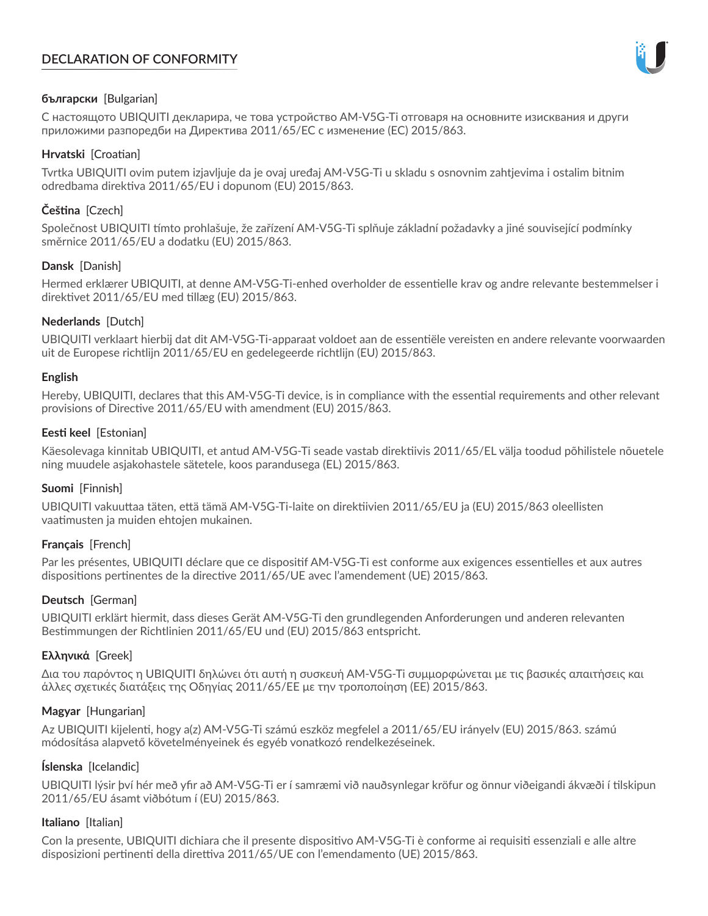# DECLARATION OF CONFORMITY

**български** [Bulgarian]

С настоящото UBIQUITI декларира, че това устройство AM-V5G-Ti отговаря на основните изисквания и други приложими разпоредби на Директива 2011/65/ЕС с изменение (ЕС) 2015/863.

**Hrvatski** [Croatian]

Tvrtka UBIQUITI ovim putem izjavljuje da je ovaj uređaj AM-V5G-Ti u skladu s osnovnim zahtjevima i ostalim bitnim odredbama direktiva 2011/65/EU i dopunom (EU) 2015/863.

**Čeština** [Czech]

Společnost UBIQUITI tímto prohlašuje, že zařízení AM-V5G-Ti splňuje základní požadavky a jiné související podmínky směrnice 2011/65/EU a dodatku (EU) 2015/863.

**Dansk** [Danish]

Hermed erklærer UBIQUITI, at denne AM-V5G-Ti-enhed overholder de essentielle krav og andre relevante bestemmelser i direktivet 2011/65/EU med tillæg (EU) 2015/863.

**Nederlands** [Dutch]

UBIQUITI verklaart hierbij dat dit AM-V5G-Ti-apparaat voldoet aan de essentiële vereisten en andere relevante voorwaarden uit de Europese richtlijn 2011/65/EU en gedelegeerde richtlijn (EU) 2015/863.

**English**

Hereby, UBIQUITI, declares that this AM-V5G-Ti device, is in compliance with the essential requirements and other relevant provisions of Directive 2011/65/EU with amendment (EU) 2015/863.

**Eesti keel** [Estonian]

Käesolevaga kinnitab UBIQUITI, et antud AM-V5G-Ti seade vastab direktiivis 2011/65/EL välja toodud põhilistele nõuetele ning muudele asjakohastele sätetele, koos parandusega (EL) 2015/863.

**Suomi** [Finnish]

UBIQUITI vakuuttaa täten, että tämä AM-V5G-Ti-laite on direktiivien 2011/65/EU ja (EU) 2015/863 oleellisten vaatimusten ja muiden ehtojen mukainen.

**Français** [French]

Par les présentes, UBIQUITI déclare que ce dispositif AM-V5G-Ti est conforme aux exigences essentielles et aux autres dispositions pertinentes de la directive 2011/65/UE avec l'amendement (UE) 2015/863.

**Deutsch** [German]

UBIQUITI erklärt hiermit, dass dieses Gerät AM-V5G-Ti den grundlegenden Anforderungen und anderen relevanten Bestimmungen der Richtlinien 2011/65/EU und (EU) 2015/863 entspricht.

**Ελληνικά** [Greek]

Δια του παρόντος η UBIQUITI δηλώνει ότι αυτή η συσκευή AM-V5G-Ti συμμορφώνεται με τις βασικές απαιτήσεις και άλλες σχετικές διατάξεις της Οδηγίας 2011/65/ΕΕ με την τροποποίηση (ΕΕ) 2015/863.

**Magyar** [Hungarian]

Az UBIQUITI kijelenti, hogy a(z) AM-V5G-Ti számú eszköz megfelel a 2011/65/EU irányelv (EU) 2015/863. számú módosítása alapvető követelményeinek és egyéb vonatkozó rendelkezéseinek.

**Íslenska** [Icelandic]

UBIQUITI lýsir því hér með yfir að AM-V5G-Ti er í samræmi við nauðsynlegar kröfur og önnur viðeigandi ákvæði í tilskipun 2011/65/EU ásamt viðbótum í (EU) 2015/863.

**Italiano** [Italian]

Con la presente, UBIQUITI dichiara che il presente dispositivo AM-V5G-Ti è conforme ai requisiti essenziali e alle altre disposizioni pertinenti della direttiva 2011/65/UE con l'emendamento (UE) 2015/863.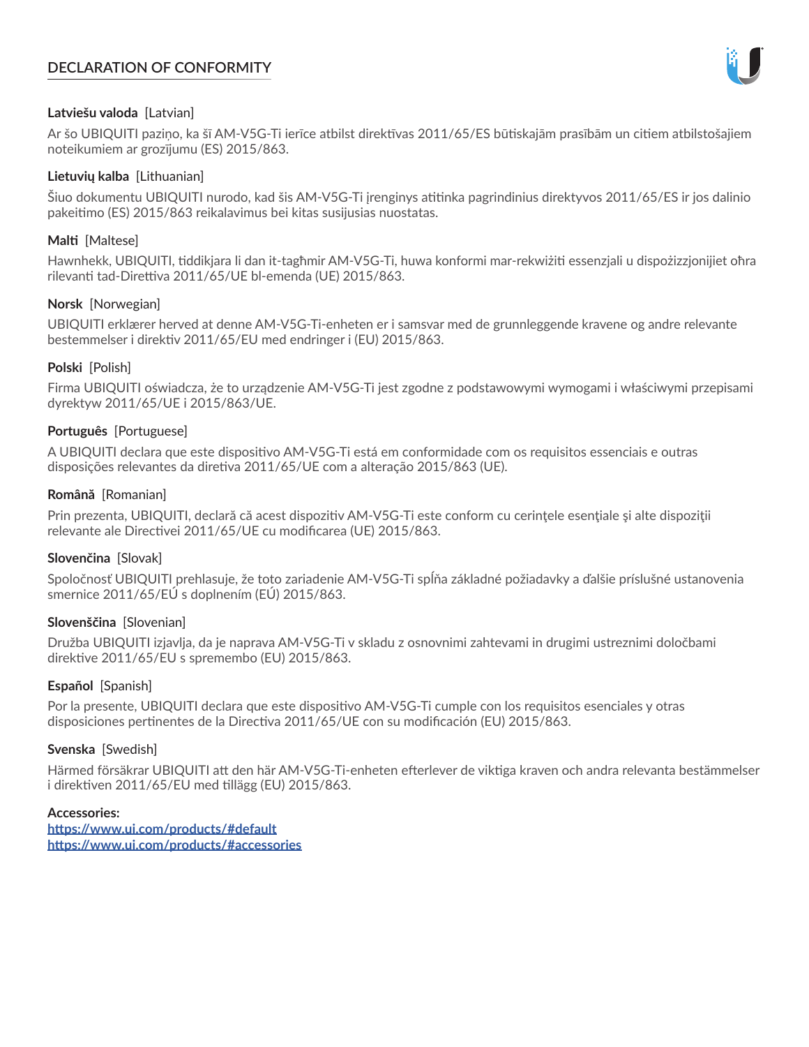# DECLARATION OF CONFORMITY

**Latviešu valoda** [Latvian]

Ar šo UBIQUITI paziņo, ka šī AM-V5G-Ti ierīce atbilst direktīvas 2011/65/ES būtiskajām prasībām un citiem atbilstošajiem noteikumiem ar grozījumu (ES) 2015/863.

**Lietuvių kalba** [Lithuanian]

Šiuo dokumentu UBIQUITI nurodo, kad šis AM-V5G-Ti įrenginys atitinka pagrindinius direktyvos 2011/65/ES ir jos dalinio pakeitimo (ES) 2015/863 reikalavimus bei kitas susijusias nuostatas.

**Malti** [Maltese]

Hawnhekk, UBIQUITI, tiddikjara li dan it-tagħmir AM-V5G-Ti, huwa konformi mar-rekwiżiti essenzjali u dispożizzjonijiet oħra rilevanti tad-Direttiva 2011/65/UE bl-emenda (UE) 2015/863.

**Norsk** [Norwegian]

UBIQUITI erklærer herved at denne AM-V5G-Ti-enheten er i samsvar med de grunnleggende kravene og andre relevante bestemmelser i direktiv 2011/65/EU med endringer i (EU) 2015/863.

**Polski** [Polish]

Firma UBIQUITI oświadcza, że to urządzenie AM-V5G-Ti jest zgodne z podstawowymi wymogami i właściwymi przepisami dyrektyw 2011/65/UE i 2015/863/UE.

**Português** [Portuguese]

A UBIQUITI declara que este dispositivo AM-V5G-Ti está em conformidade com os requisitos essenciais e outras disposições relevantes da diretiva 2011/65/UE com a alteração 2015/863 (UE).

**Română** [Romanian]

Prin prezenta, UBIQUITI, declară că acest dispozitiv AM-V5G-Ti este conform cu cerinţele esenţiale şi alte dispoziţii relevante ale Directivei 2011/65/UE cu modificarea (UE) 2015/863.

**Slovenčina** [Slovak]

Spoločnosť UBIQUITI prehlasuje, že toto zariadenie AM-V5G-Ti spĺňa základné požiadavky a ďalšie príslušné ustanovenia smernice 2011/65/EÚ s doplnením (EÚ) 2015/863.

**Slovenščina** [Slovenian]

Družba UBIQUITI izjavlja, da je naprava AM-V5G-Ti v skladu z osnovnimi zahtevami in drugimi ustreznimi določbami direktive 2011/65/EU s spremembo (EU) 2015/863.

**Español** [Spanish]

Por la presente, UBIQUITI declara que este dispositivo AM-V5G-Ti cumple con los requisitos esenciales y otras disposiciones pertinentes de la Directiva 2011/65/UE con su modificación (EU) 2015/863.

**Svenska** [Swedish]

Härmed försäkrar UBIQUITI att den här AM-V5G-Ti-enheten efterlever de viktiga kraven och andra relevanta bestämmelser i direktiven 2011/65/EU med tillägg (EU) 2015/863.

**Accessories:**
**https://www.ui.com/products/#default**
**https://www.ui.com/products/#accessories**